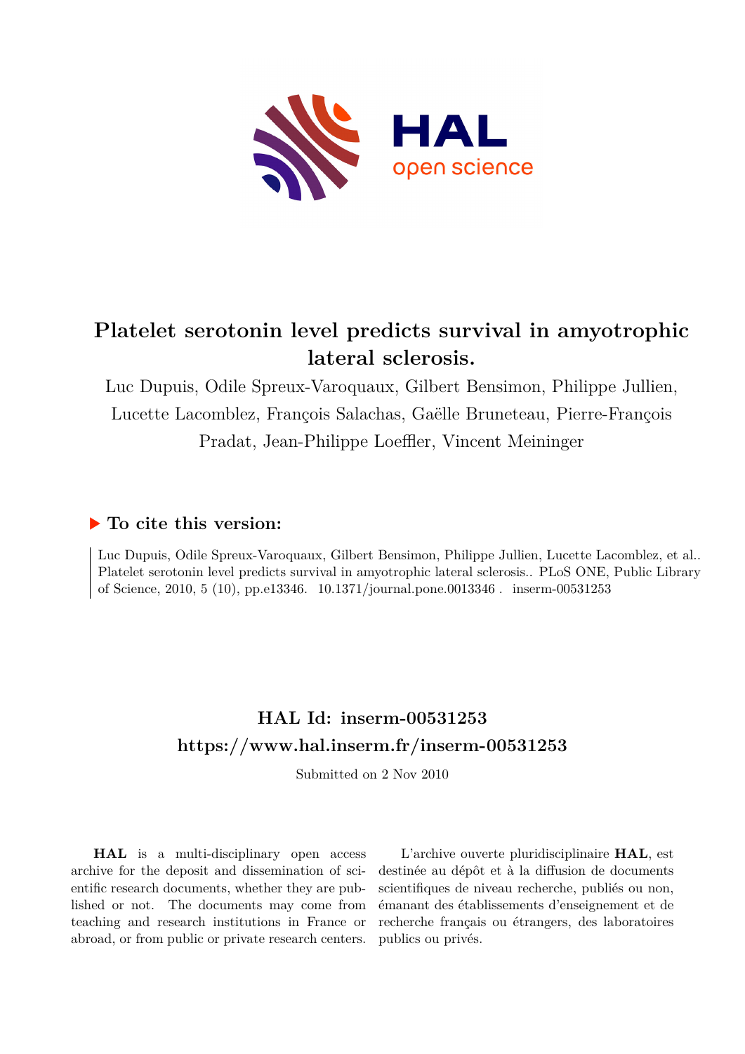# Platelet serotonin level predicts survival in amyotrophic lateral sclerosis.

Luc Dupuis, Odile Spreux-Varoquaux, Gilbert Bensimon, Philippe Jullien, Lucette Lacomblez, François Salachas, Gaëlle Bruneteau, Pierre-François Pradat, Jean-Philippe Loeffler, Vincent Meininger

## ▶ To cite this version:

Luc Dupuis, Odile Spreux-Varoquaux, Gilbert Bensimon, Philippe Jullien, Lucette Lacomblez, et al.. Platelet serotonin level predicts survival in amyotrophic lateral sclerosis.. PLoS ONE, Public Library of Science, 2010, 5 (10), pp.e13346. 10.1371/journal.pone.0013346 . inserm-00531253

## HAL Id: inserm-00531253

## https://www.hal.inserm.fr/inserm-00531253

Submitted on 2 Nov 2010

**HAL** is a multi-disciplinary open access archive for the deposit and dissemination of scientific research documents, whether they are published or not. The documents may come from teaching and research institutions in France or abroad, or from public or private research centers.

L'archive ouverte pluridisciplinaire **HAL**, est destinée au dépôt et à la diffusion de documents scientifiques de niveau recherche, publiés ou non, émanant des établissements d'enseignement et de recherche français ou étrangers, des laboratoires publics ou privés.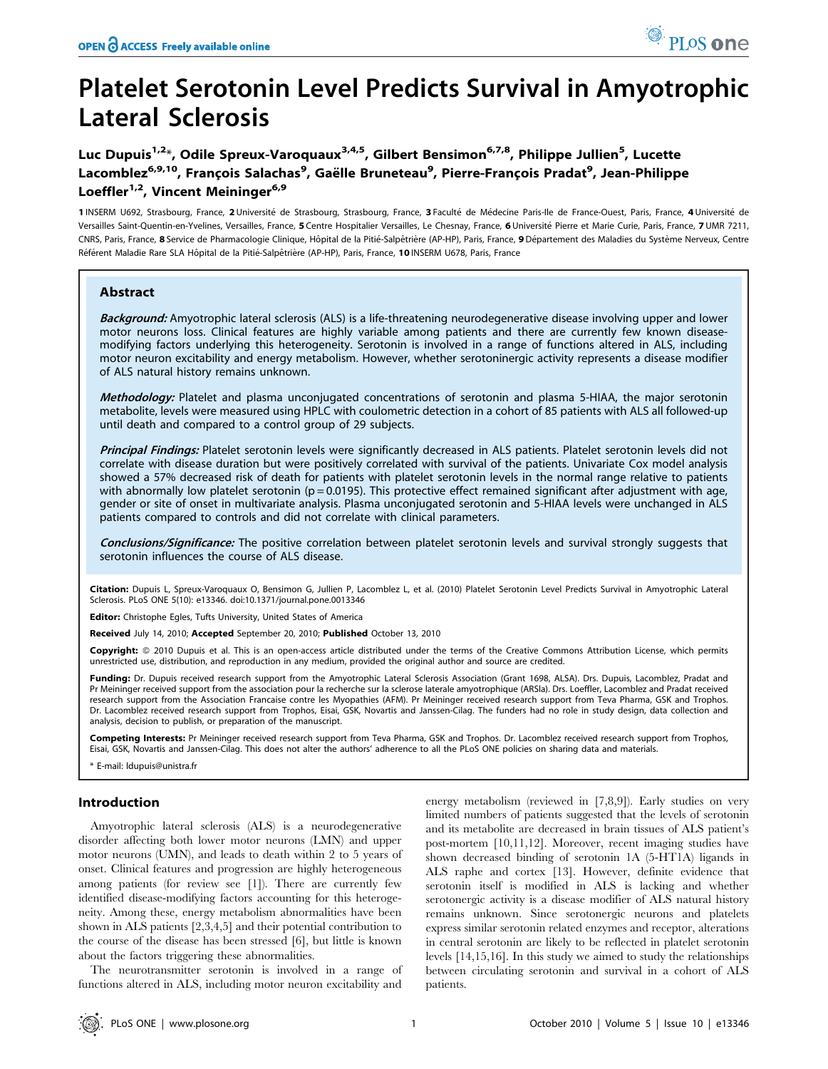# Platelet Serotonin Level Predicts Survival in Amyotrophic Lateral Sclerosis

Luc Dupuis[1,2]*, Odile Spreux-Varoquaux[3,4,5], Gilbert Bensimon[6,7,8], Philippe Jullien[5], Lucette Lacomblez[6,9,10], François Salachas[9], Gaëlle Bruneteau[9], Pierre-François Pradat[9], Jean-Philippe Loeffler[1,2], Vincent Meininger[6,9]

1 INSERM U692, Strasbourg, France, 2 Université de Strasbourg, Strasbourg, France, 3 Faculté de Médecine Paris-Ile de France-Ouest, Paris, France, 4 Université de Versailles Saint-Quentin-en-Yvelines, Versailles, France, 5 Centre Hospitalier Versailles, Le Chesnay, France, 6 Université Pierre et Marie Curie, Paris, France, 7 UMR 7211, CNRS, Paris, France, 8 Service de Pharmacologie Clinique, Hôpital de la Pitié-Salpêtrière (AP-HP), Paris, France, 9 Département des Maladies du Système Nerveux, Centre Référent Maladie Rare SLA Hôpital de la Pitié-Salpêtrière (AP-HP), Paris, France, 10 INSERM U678, Paris, France

## Abstract

***Background:*** Amyotrophic lateral sclerosis (ALS) is a life-threatening neurodegenerative disease involving upper and lower motor neurons loss. Clinical features are highly variable among patients and there are currently few known disease-modifying factors underlying this heterogeneity. Serotonin is involved in a range of functions altered in ALS, including motor neuron excitability and energy metabolism. However, whether serotoninergic activity represents a disease modifier of ALS natural history remains unknown.

***Methodology:*** Platelet and plasma unconjugated concentrations of serotonin and plasma 5-HIAA, the major serotonin metabolite, levels were measured using HPLC with coulometric detection in a cohort of 85 patients with ALS all followed-up until death and compared to a control group of 29 subjects.

***Principal Findings:*** Platelet serotonin levels were significantly decreased in ALS patients. Platelet serotonin levels did not correlate with disease duration but were positively correlated with survival of the patients. Univariate Cox model analysis showed a 57% decreased risk of death for patients with platelet serotonin levels in the normal range relative to patients with abnormally low platelet serotonin ($p = 0.0195$). This protective effect remained significant after adjustment with age, gender or site of onset in multivariate analysis. Plasma unconjugated serotonin and 5-HIAA levels were unchanged in ALS patients compared to controls and did not correlate with clinical parameters.

***Conclusions/Significance:*** The positive correlation between platelet serotonin levels and survival strongly suggests that serotonin influences the course of ALS disease.

**Citation:** Dupuis L, Spreux-Varoquaux O, Bensimon G, Jullien P, Lacomblez L, et al. (2010) Platelet Serotonin Level Predicts Survival in Amyotrophic Lateral Sclerosis. PLoS ONE 5(10): e13346. doi:10.1371/journal.pone.0013346

**Editor:** Christophe Egles, Tufts University, United States of America

**Received** July 14, 2010; **Accepted** September 20, 2010; **Published** October 13, 2010

**Copyright:** © 2010 Dupuis et al. This is an open-access article distributed under the terms of the Creative Commons Attribution License, which permits unrestricted use, distribution, and reproduction in any medium, provided the original author and source are credited.

**Funding:** Dr. Dupuis received research support from the Amyotrophic Lateral Sclerosis Association (Grant 1698, ALSA). Drs. Dupuis, Lacomblez, Pradat and Pr Meininger received support from the association pour la recherche sur la sclerose laterale amyotrophique (ARSla). Drs. Loeffler, Lacomblez and Pradat received research support from the Association Francaise contre les Myopathies (AFM). Pr Meininger received research support from Teva Pharma, GSK and Trophos. Dr. Lacomblez received research support from Trophos, Eisai, GSK, Novartis and Janssen-Cilag. The funders had no role in study design, data collection and analysis, decision to publish, or preparation of the manuscript.

**Competing Interests:** Pr Meininger received research support from Teva Pharma, GSK and Trophos. Dr. Lacomblez received research support from Trophos, Eisai, GSK, Novartis and Janssen-Cilag. This does not alter the authors' adherence to all the PLoS ONE policies on sharing data and materials.

\* E-mail: ldupuis@unistra.fr

## Introduction

Amyotrophic lateral sclerosis (ALS) is a neurodegenerative disorder affecting both lower motor neurons (LMN) and upper motor neurons (UMN), and leads to death within 2 to 5 years of onset. Clinical features and progression are highly heterogeneous among patients (for review see [1]). There are currently few identified disease-modifying factors accounting for this heterogeneity. Among these, energy metabolism abnormalities have been shown in ALS patients [2,3,4,5] and their potential contribution to the course of the disease has been stressed [6], but little is known about the factors triggering these abnormalities.

The neurotransmitter serotonin is involved in a range of functions altered in ALS, including motor neuron excitability and energy metabolism (reviewed in [7,8,9]). Early studies on very limited numbers of patients suggested that the levels of serotonin and its metabolite are decreased in brain tissues of ALS patient's post-mortem [10,11,12]. Moreover, recent imaging studies have shown decreased binding of serotonin 1A (5-HT1A) ligands in ALS raphe and cortex [13]. However, definite evidence that serotonin itself is modified in ALS is lacking and whether serotonergic activity is a disease modifier of ALS natural history remains unknown. Since serotonergic neurons and platelets express similar serotonin related enzymes and receptor, alterations in central serotonin are likely to be reflected in platelet serotonin levels [14,15,16]. In this study we aimed to study the relationships between circulating serotonin and survival in a cohort of ALS patients.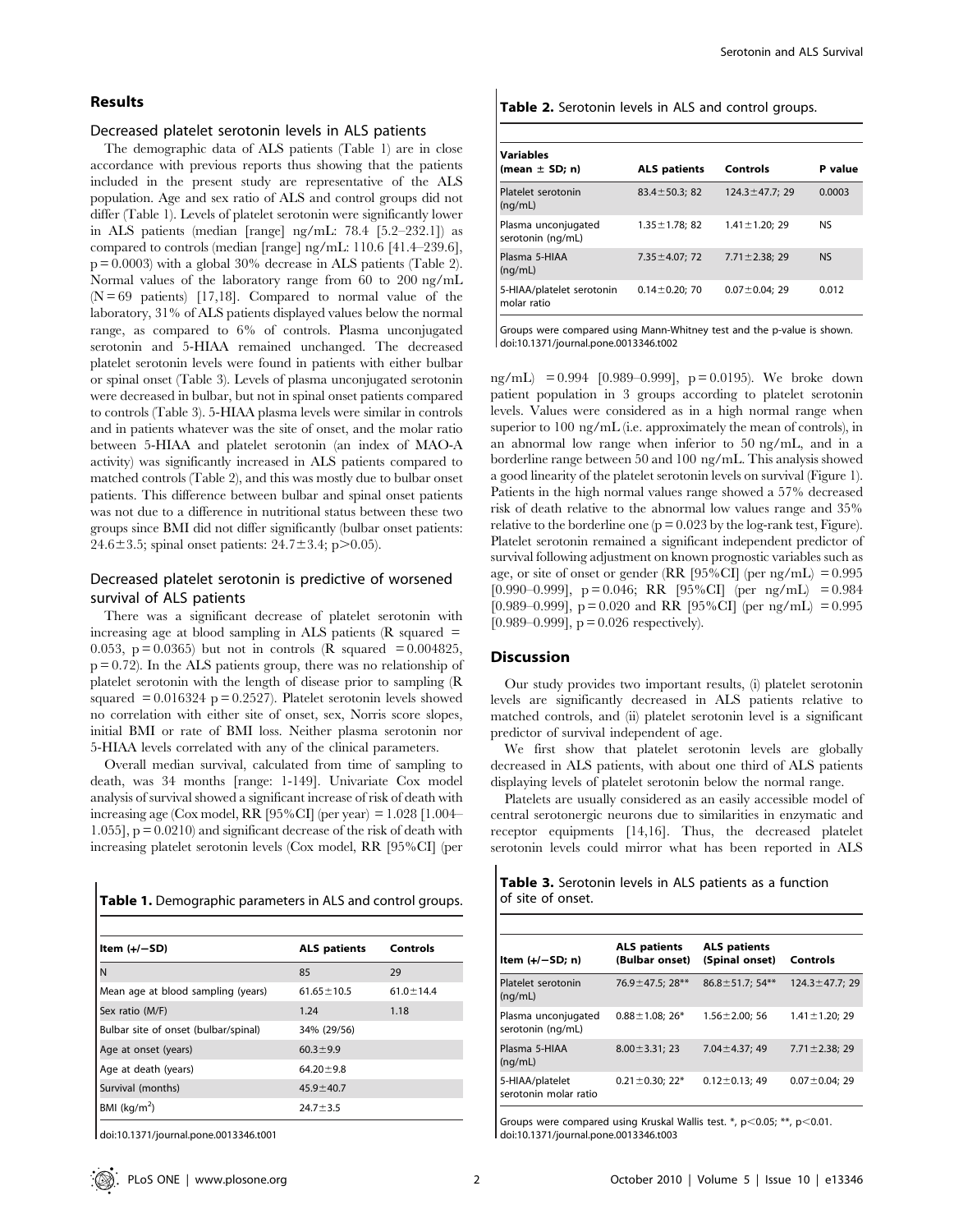## Results

### Decreased platelet serotonin levels in ALS patients

The demographic data of ALS patients (Table 1) are in close accordance with previous reports thus showing that the patients included in the present study are representative of the ALS population. Age and sex ratio of ALS and control groups did not differ (Table 1). Levels of platelet serotonin were significantly lower in ALS patients (median [range] ng/mL: 78.4 [5.2–232.1]) as compared to controls (median [range] ng/mL: 110.6 [41.4–239.6], $p = 0.0003$) with a global 30% decrease in ALS patients (Table 2). Normal values of the laboratory range from 60 to 200 ng/mL ($N = 69$ patients) [17,18]. Compared to normal value of the laboratory, 31% of ALS patients displayed values below the normal range, as compared to 6% of controls. Plasma unconjugated serotonin and 5-HIAA remained unchanged. The decreased platelet serotonin levels were found in patients with either bulbar or spinal onset (Table 3). Levels of plasma unconjugated serotonin were decreased in bulbar, but not in spinal onset patients compared to controls (Table 3). 5-HIAA plasma levels were similar in controls and in patients whatever was the site of onset, and the molar ratio between 5-HIAA and platelet serotonin (an index of MAO-A activity) was significantly increased in ALS patients compared to matched controls (Table 2), and this was mostly due to bulbar onset patients. This difference between bulbar and spinal onset patients was not due to a difference in nutritional status between these two groups since BMI did not differ significantly (bulbar onset patients: $24.6 \pm 3.5$; spinal onset patients: $24.7 \pm 3.4$; $p > 0.05$).

### Decreased platelet serotonin is predictive of worsened survival of ALS patients

There was a significant decrease of platelet serotonin with increasing age at blood sampling in ALS patients (R squared = 0.053, $p = 0.0365$) but not in controls (R squared = 0.004825, $p = 0.72$). In the ALS patients group, there was no relationship of platelet serotonin with the length of disease prior to sampling (R squared = 0.016324 $p = 0.2527$). Platelet serotonin levels showed no correlation with either site of onset, sex, Norris score slopes, initial BMI or rate of BMI loss. Neither plasma serotonin nor 5-HIAA levels correlated with any of the clinical parameters.

Overall median survival, calculated from time of sampling to death, was 34 months [range: 1-149]. Univariate Cox model analysis of survival showed a significant increase of risk of death with increasing age (Cox model, RR [95%CI] (per year) = 1.028 [1.004–1.055], $p = 0.0210$) and significant decrease of the risk of death with increasing platelet serotonin levels (Cox model, RR [95%CI] (per ng/mL) = 0.994 [0.989–0.999], $p = 0.0195$). We broke down patient population in 3 groups according to platelet serotonin levels. Values were considered as in a high normal range when superior to 100 ng/mL (i.e. approximately the mean of controls), in an abnormal low range when inferior to 50 ng/mL, and in a borderline range between 50 and 100 ng/mL. This analysis showed a good linearity of the platelet serotonin levels on survival (Figure 1). Patients in the high normal values range showed a 57% decreased risk of death relative to the abnormal low values range and 35% relative to the borderline one ($p = 0.023$ by the log-rank test, Figure). Platelet serotonin remained a significant independent predictor of survival following adjustment on known prognostic variables such as age, or site of onset or gender (RR [95%CI] (per ng/mL) = 0.995 [0.990–0.999], $p = 0.046$; RR [95%CI] (per ng/mL) = 0.984 [0.989–0.999], $p = 0.020$ and RR [95%CI] (per ng/mL) = 0.995 [0.989–0.999], $p = 0.026$ respectively).

**Table 1.** Demographic parameters in ALS and control groups.

| Item (+/−SD) | ALS patients | Controls |
|---|---|---|
| N | 85 | 29 |
| Mean age at blood sampling (years) | 61.65±10.5 | 61.0±14.4 |
| Sex ratio (M/F) | 1.24 | 1.18 |
| Bulbar site of onset (bulbar/spinal) | 34% (29/56) | |
| Age at onset (years) | 60.3±9.9 | |
| Age at death (years) | 64.20±9.8 | |
| Survival (months) | 45.9±40.7 | |
| BMI (kg/m$^2$) | 24.7±3.5 | |

doi:10.1371/journal.pone.0013346.t001

**Table 2.** Serotonin levels in ALS and control groups.

| Variables (mean ± SD; n) | ALS patients | Controls | P value |
|---|---|---|---|
| Platelet serotonin (ng/mL) | 83.4±50.3; 82 | 124.3±47.7; 29 | 0.0003 |
| Plasma unconjugated serotonin (ng/mL) | 1.35±1.78; 82 | 1.41±1.20; 29 | NS |
| Plasma 5-HIAA (ng/mL) | 7.35±4.07; 72 | 7.71±2.38; 29 | NS |
| 5-HIAA/platelet serotonin molar ratio | 0.14±0.20; 70 | 0.07±0.04; 29 | 0.012 |

Groups were compared using Mann-Whitney test and the p-value is shown.
doi:10.1371/journal.pone.0013346.t002

## Discussion

Our study provides two important results, (i) platelet serotonin levels are significantly decreased in ALS patients relative to matched controls, and (ii) platelet serotonin level is a significant predictor of survival independent of age.

We first show that platelet serotonin levels are globally decreased in ALS patients, with about one third of ALS patients displaying levels of platelet serotonin below the normal range.

Platelets are usually considered as an easily accessible model of central serotonergic neurons due to similarities in enzymatic and receptor equipments [14,16]. Thus, the decreased platelet serotonin levels could mirror what has been reported in ALS

**Table 3.** Serotonin levels in ALS patients as a function of site of onset.

| Item (+/−SD; n) | ALS patients (Bulbar onset) | ALS patients (Spinal onset) | Controls |
|---|---|---|---|
| Platelet serotonin (ng/mL) | 76.9±47.5; 28** | 86.8±51.7; 54** | 124.3±47.7; 29 |
| Plasma unconjugated serotonin (ng/mL) | 0.88±1.08; 26* | 1.56±2.00; 56 | 1.41±1.20; 29 |
| Plasma 5-HIAA (ng/mL) | 8.00±3.31; 23 | 7.04±4.37; 49 | 7.71±2.38; 29 |
| 5-HIAA/platelet serotonin molar ratio | 0.21±0.30; 22* | 0.12±0.13; 49 | 0.07±0.04; 29 |

Groups were compared using Kruskal Wallis test. *, $p < 0.05$; **, $p < 0.01$.
doi:10.1371/journal.pone.0013346.t003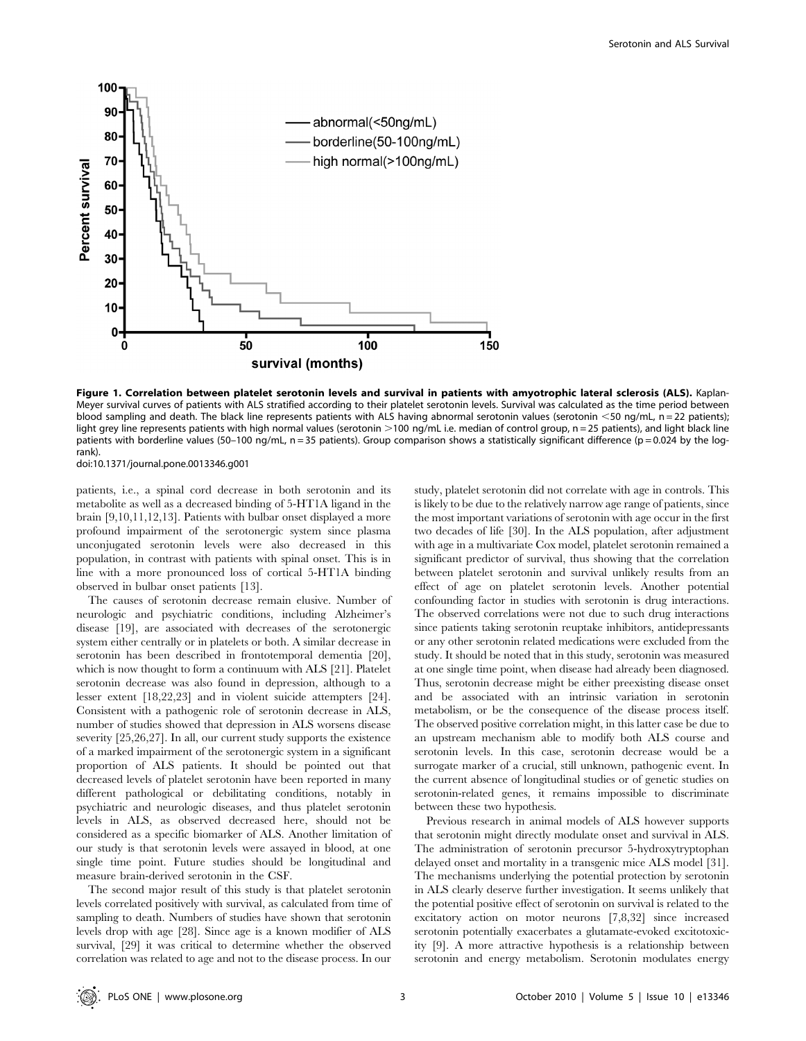100
90
80
70
60
50
40
30
20
10
0

Percent survival

0
50
100
150

survival (months)

abnormal(<50ng/mL)
borderline(50-100ng/mL)
high normal(>100ng/mL)

**Figure 1. Correlation between platelet serotonin levels and survival in patients with amyotrophic lateral sclerosis (ALS).** Kaplan-Meyer survival curves of patients with ALS stratified according to their platelet serotonin levels. Survival was calculated as the time period between blood sampling and death. The black line represents patients with ALS having abnormal serotonin values (serotonin <50 ng/mL, n = 22 patients); light grey line represents patients with high normal values (serotonin >100 ng/mL i.e. median of control group, n = 25 patients), and light black line patients with borderline values (50–100 ng/mL, n = 35 patients). Group comparison shows a statistically significant difference (p = 0.024 by the log-rank).
doi:10.1371/journal.pone.0013346.g001

patients, i.e., a spinal cord decrease in both serotonin and its metabolite as well as a decreased binding of 5-HT1A ligand in the brain [9,10,11,12,13]. Patients with bulbar onset displayed a more profound impairment of the serotonergic system since plasma unconjugated serotonin levels were also decreased in this population, in contrast with patients with spinal onset. This is in line with a more pronounced loss of cortical 5-HT1A binding observed in bulbar onset patients [13].

The causes of serotonin decrease remain elusive. Number of neurologic and psychiatric conditions, including Alzheimer's disease [19], are associated with decreases of the serotonergic system either centrally or in platelets or both. A similar decrease in serotonin has been described in frontotemporal dementia [20], which is now thought to form a continuum with ALS [21]. Platelet serotonin decrease was also found in depression, although to a lesser extent [18,22,23] and in violent suicide attempters [24]. Consistent with a pathogenic role of serotonin decrease in ALS, number of studies showed that depression in ALS worsens disease severity [25,26,27]. In all, our current study supports the existence of a marked impairment of the serotonergic system in a significant proportion of ALS patients. It should be pointed out that decreased levels of platelet serotonin have been reported in many different pathological or debilitating conditions, notably in psychiatric and neurologic diseases, and thus platelet serotonin levels in ALS, as observed decreased here, should not be considered as a specific biomarker of ALS. Another limitation of our study is that serotonin levels were assayed in blood, at one single time point. Future studies should be longitudinal and measure brain-derived serotonin in the CSF.

The second major result of this study is that platelet serotonin levels correlated positively with survival, as calculated from time of sampling to death. Numbers of studies have shown that serotonin levels drop with age [28]. Since age is a known modifier of ALS survival, [29] it was critical to determine whether the observed correlation was related to age and not to the disease process. In our study, platelet serotonin did not correlate with age in controls. This is likely to be due to the relatively narrow age range of patients, since the most important variations of serotonin with age occur in the first two decades of life [30]. In the ALS population, after adjustment with age in a multivariate Cox model, platelet serotonin remained a significant predictor of survival, thus showing that the correlation between platelet serotonin and survival unlikely results from an effect of age on platelet serotonin levels. Another potential confounding factor in studies with serotonin is drug interactions. The observed correlations were not due to such drug interactions since patients taking serotonin reuptake inhibitors, antidepressants or any other serotonin related medications were excluded from the study. It should be noted that in this study, serotonin was measured at one single time point, when disease had already been diagnosed. Thus, serotonin decrease might be either preexisting disease onset and be associated with an intrinsic variation in serotonin metabolism, or be the consequence of the disease process itself. The observed positive correlation might, in this latter case be due to an upstream mechanism able to modify both ALS course and serotonin levels. In this case, serotonin decrease would be a surrogate marker of a crucial, still unknown, pathogenic event. In the current absence of longitudinal studies or of genetic studies on serotonin-related genes, it remains impossible to discriminate between these two hypothesis.

Previous research in animal models of ALS however supports that serotonin might directly modulate onset and survival in ALS. The administration of serotonin precursor 5-hydroxytryptophan delayed onset and mortality in a transgenic mice ALS model [31]. The mechanisms underlying the potential protection by serotonin in ALS clearly deserve further investigation. It seems unlikely that the potential positive effect of serotonin on survival is related to the excitatory action on motor neurons [7,8,32] since increased serotonin potentially exacerbates a glutamate-evoked excitotoxicity [9]. A more attractive hypothesis is a relationship between serotonin and energy metabolism. Serotonin modulates energy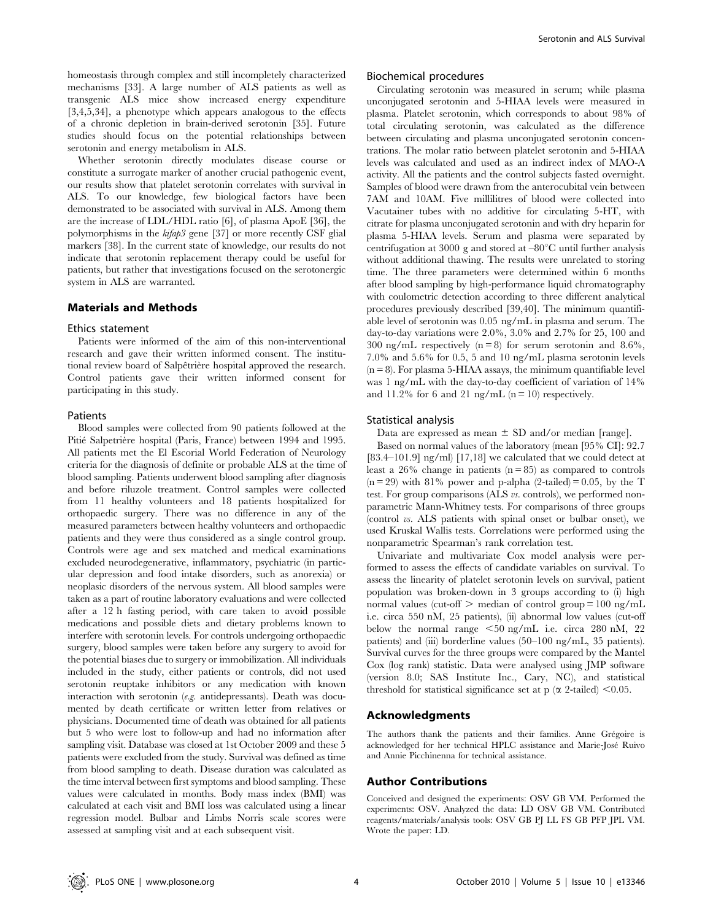homeostasis through complex and still incompletely characterized mechanisms [33]. A large number of ALS patients as well as transgenic ALS mice show increased energy expenditure [3,4,5,34], a phenotype which appears analogous to the effects of a chronic depletion in brain-derived serotonin [35]. Future studies should focus on the potential relationships between serotonin and energy metabolism in ALS.

Whether serotonin directly modulates disease course or constitute a surrogate marker of another crucial pathogenic event, our results show that platelet serotonin correlates with survival in ALS. To our knowledge, few biological factors have been demonstrated to be associated with survival in ALS. Among them are the increase of LDL/HDL ratio [6], of plasma ApoE [36], the polymorphisms in the *kifap3* gene [37] or more recently CSF glial markers [38]. In the current state of knowledge, our results do not indicate that serotonin replacement therapy could be useful for patients, but rather that investigations focused on the serotonergic system in ALS are warranted.

## Materials and Methods

### Ethics statement

Patients were informed of the aim of this non-interventional research and gave their written informed consent. The institutional review board of Salpêtrière hospital approved the research. Control patients gave their written informed consent for participating in this study.

### Patients

Blood samples were collected from 90 patients followed at the Pitié Salpetrière hospital (Paris, France) between 1994 and 1995. All patients met the El Escorial World Federation of Neurology criteria for the diagnosis of definite or probable ALS at the time of blood sampling. Patients underwent blood sampling after diagnosis and before riluzole treatment. Control samples were collected from 11 healthy volunteers and 18 patients hospitalized for orthopaedic surgery. There was no difference in any of the measured parameters between healthy volunteers and orthopaedic patients and they were thus considered as a single control group. Controls were age and sex matched and medical examinations excluded neurodegenerative, inflammatory, psychiatric (in particular depression and food intake disorders, such as anorexia) or neoplasic disorders of the nervous system. All blood samples were taken as a part of routine laboratory evaluations and were collected after a 12 h fasting period, with care taken to avoid possible medications and possible diets and dietary problems known to interfere with serotonin levels. For controls undergoing orthopaedic surgery, blood samples were taken before any surgery to avoid for the potential biases due to surgery or immobilization. All individuals included in the study, either patients or controls, did not used serotonin reuptake inhibitors or any medication with known interaction with serotonin (*e.g.* antidepressants). Death was documented by death certificate or written letter from relatives or physicians. Documented time of death was obtained for all patients but 5 who were lost to follow-up and had no information after sampling visit. Database was closed at 1st October 2009 and these 5 patients were excluded from the study. Survival was defined as time from blood sampling to death. Disease duration was calculated as the time interval between first symptoms and blood sampling. These values were calculated in months. Body mass index (BMI) was calculated at each visit and BMI loss was calculated using a linear regression model. Bulbar and Limbs Norris scale scores were assessed at sampling visit and at each subsequent visit.

### Biochemical procedures

Circulating serotonin was measured in serum; while plasma unconjugated serotonin and 5-HIAA levels were measured in plasma. Platelet serotonin, which corresponds to about 98% of total circulating serotonin, was calculated as the difference between circulating and plasma unconjugated serotonin concentrations. The molar ratio between platelet serotonin and 5-HIAA levels was calculated and used as an indirect index of MAO-A activity. All the patients and the control subjects fasted overnight. Samples of blood were drawn from the anterocubital vein between 7AM and 10AM. Five millilitres of blood were collected into Vacutainer tubes with no additive for circulating 5-HT, with citrate for plasma unconjugated serotonin and with dry heparin for plasma 5-HIAA levels. Serum and plasma were separated by centrifugation at 3000 g and stored at $-80^{\circ}$C until further analysis without additional thawing. The results were unrelated to storing time. The three parameters were determined within 6 months after blood sampling by high-performance liquid chromatography with coulometric detection according to three different analytical procedures previously described [39,40]. The minimum quantifiable level of serotonin was 0.05 ng/mL in plasma and serum. The day-to-day variations were 2.0%, 3.0% and 2.7% for 25, 100 and 300 ng/mL respectively ($n = 8$) for serum serotonin and 8.6%, 7.0% and 5.6% for 0.5, 5 and 10 ng/mL plasma serotonin levels ($n = 8$). For plasma 5-HIAA assays, the minimum quantifiable level was 1 ng/mL with the day-to-day coefficient of variation of 14% and 11.2% for 6 and 21 ng/mL ($n = 10$) respectively.

### Statistical analysis

Data are expressed as mean $\pm$ SD and/or median [range].

Based on normal values of the laboratory (mean [95% CI]: 92.7 [83.4–101.9] ng/ml) [17,18] we calculated that we could detect at least a 26% change in patients ($n = 85$) as compared to controls ($n = 29$) with 81% power and p-alpha (2-tailed) = 0.05, by the T test. For group comparisons (ALS *vs.* controls), we performed nonparametric Mann-Whitney tests. For comparisons of three groups (control *vs.* ALS patients with spinal onset or bulbar onset), we used Kruskal Wallis tests. Correlations were performed using the nonparametric Spearman's rank correlation test.

Univariate and multivariate Cox model analysis were performed to assess the effects of candidate variables on survival. To assess the linearity of platelet serotonin levels on survival, patient population was broken-down in 3 groups according to (i) high normal values (cut-off > median of control group = 100 ng/mL i.e. circa 550 nM, 25 patients), (ii) abnormal low values (cut-off below the normal range <50 ng/mL i.e. circa 280 nM, 22 patients) and (iii) borderline values (50–100 ng/mL, 35 patients). Survival curves for the three groups were compared by the Mantel Cox (log rank) statistic. Data were analysed using JMP software (version 8.0; SAS Institute Inc., Cary, NC), and statistical threshold for statistical significance set at p ($\alpha$ 2-tailed) $<0.05$.

## Acknowledgments

The authors thank the patients and their families. Anne Grégoire is acknowledged for her technical HPLC assistance and Marie-José Ruivo and Annie Picchinenna for technical assistance.

## Author Contributions

Conceived and designed the experiments: OSV GB VM. Performed the experiments: OSV. Analyzed the data: LD OSV GB VM. Contributed reagents/materials/analysis tools: OSV GB PJ LL FS GB PFP JPL VM. Wrote the paper: LD.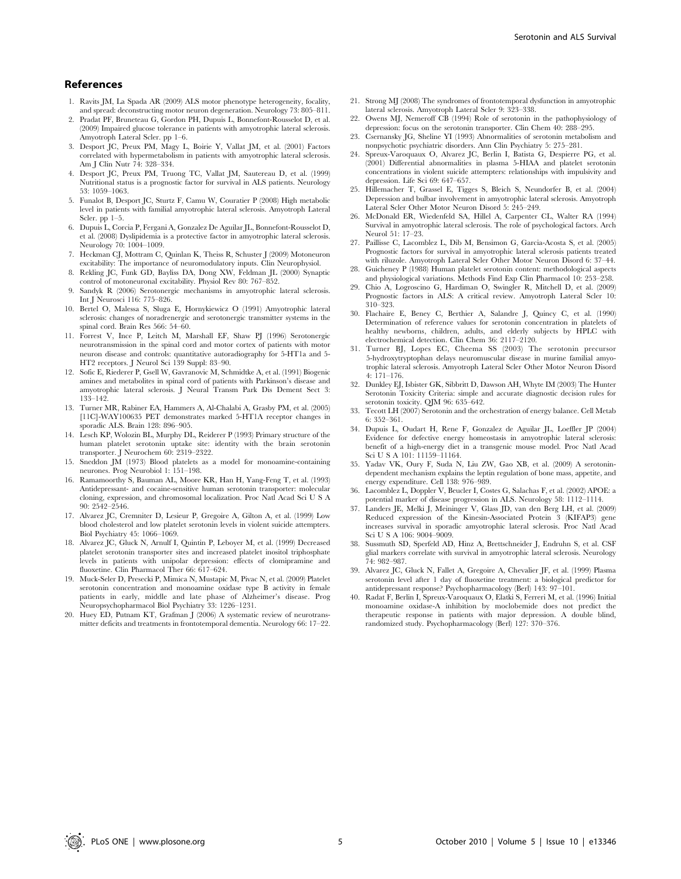## References

1. Ravits JM, La Spada AR (2009) ALS motor phenotype heterogeneity, focality, and spread: deconstructing motor neuron degeneration. Neurology 73: 805–811.
2. Pradat PF, Bruneteau G, Gordon PH, Dupuis L, Bonnefont-Rousselot D, et al. (2009) Impaired glucose tolerance in patients with amyotrophic lateral sclerosis. Amyotroph Lateral Scler. pp 1–6.
3. Desport JC, Preux PM, Magy L, Boirie Y, Vallat JM, et al. (2001) Factors correlated with hypermetabolism in patients with amyotrophic lateral sclerosis. Am J Clin Nutr 74: 328–334.
4. Desport JC, Preux PM, Truong TC, Vallat JM, Sautereau D, et al. (1999) Nutritional status is a prognostic factor for survival in ALS patients. Neurology 53: 1059–1063.
5. Funalot B, Desport JC, Sturtz F, Camu W, Couratier P (2008) High metabolic level in patients with familial amyotrophic lateral sclerosis. Amyotroph Lateral Scler. pp 1–5.
6. Dupuis L, Corcia P, Fergani A, Gonzalez De Aguilar JL, Bonnefont-Rousselot D, et al. (2008) Dyslipidemia is a protective factor in amyotrophic lateral sclerosis. Neurology 70: 1004–1009.
7. Heckman CJ, Mottram C, Quinlan K, Theiss R, Schuster J (2009) Motoneuron excitability: The importance of neuromodulatory inputs. Clin Neurophysiol.
8. Rekling JC, Funk GD, Bayliss DA, Dong XW, Feldman JL (2000) Synaptic control of motoneuronal excitability. Physiol Rev 80: 767–852.
9. Sandyk R (2006) Serotonergic mechanisms in amyotrophic lateral sclerosis. Int J Neurosci 116: 775–826.
10. Bertel O, Malessa S, Sluga E, Hornykiewicz O (1991) Amyotrophic lateral sclerosis: changes of noradrenergic and serotonergic transmitter systems in the spinal cord. Brain Res 566: 54–60.
11. Forrest V, Ince P, Leitch M, Marshall EF, Shaw PJ (1996) Serotonergic neurotransmission in the spinal cord and motor cortex of patients with motor neuron disease and controls: quantitative autoradiography for 5-HT1a and 5-HT2 receptors. J Neurol Sci 139 Suppl: 83–90.
12. Sofic E, Riederer P, Gsell W, Gavranovic M, Schmidtke A, et al. (1991) Biogenic amines and metabolites in spinal cord of patients with Parkinson's disease and amyotrophic lateral sclerosis. J Neural Transm Park Dis Dement Sect 3: 133–142.
13. Turner MR, Rabiner EA, Hammers A, Al-Chalabi A, Grasby PM, et al. (2005) [11C]-WAY100635 PET demonstrates marked 5-HT1A receptor changes in sporadic ALS. Brain 128: 896–905.
14. Lesch KP, Wolozin BL, Murphy DL, Reiderer P (1993) Primary structure of the human platelet serotonin uptake site: identity with the brain serotonin transporter. J Neurochem 60: 2319–2322.
15. Sneddon JM (1973) Blood platelets as a model for monoamine-containing neurones. Prog Neurobiol 1: 151–198.
16. Ramamoorthy S, Bauman AL, Moore KR, Han H, Yang-Feng T, et al. (1993) Antidepressant- and cocaine-sensitive human serotonin transporter: molecular cloning, expression, and chromosomal localization. Proc Natl Acad Sci U S A 90: 2542–2546.
17. Alvarez JC, Cremniter D, Lesieur P, Gregoire A, Gilton A, et al. (1999) Low blood cholesterol and low platelet serotonin levels in violent suicide attempters. Biol Psychiatry 45: 1066–1069.
18. Alvarez JC, Gluck N, Arnulf I, Quintin P, Leboyer M, et al. (1999) Decreased platelet serotonin transporter sites and increased platelet inositol triphosphate levels in patients with unipolar depression: effects of clomipramine and fluoxetine. Clin Pharmacol Ther 66: 617–624.
19. Muck-Seler D, Presecki P, Mimica N, Mustapic M, Pivac N, et al. (2009) Platelet serotonin concentration and monoamine oxidase type B activity in female patients in early, middle and late phase of Alzheimer's disease. Prog Neuropsychopharmacol Biol Psychiatry 33: 1226–1231.
20. Huey ED, Putnam KT, Grafman J (2006) A systematic review of neurotransmitter deficits and treatments in frontotemporal dementia. Neurology 66: 17–22.
21. Strong MJ (2008) The syndromes of frontotemporal dysfunction in amyotrophic lateral sclerosis. Amyotroph Lateral Scler 9: 323–338.
22. Owens MJ, Nemeroff CB (1994) Role of serotonin in the pathophysiology of depression: focus on the serotonin transporter. Clin Chem 40: 288–295.
23. Csernansky JG, Sheline YI (1993) Abnormalities of serotonin metabolism and nonpsychotic psychiatric disorders. Ann Clin Psychiatry 5: 275–281.
24. Spreux-Varoquaux O, Alvarez JC, Berlin I, Batista G, Despierre PG, et al. (2001) Differential abnormalities in plasma 5-HIAA and platelet serotonin concentrations in violent suicide attempters: relationships with impulsivity and depression. Life Sci 69: 647–657.
25. Hillemacher T, Grassel E, Tigges S, Bleich S, Neundorfer B, et al. (2004) Depression and bulbar involvement in amyotrophic lateral sclerosis. Amyotroph Lateral Scler Other Motor Neuron Disord 5: 245–249.
26. McDonald ER, Wiedenfeld SA, Hillel A, Carpenter CL, Walter RA (1994) Survival in amyotrophic lateral sclerosis. The role of psychological factors. Arch Neurol 51: 17–23.
27. Paillisse C, Lacomblez L, Dib M, Bensimon G, Garcia-Acosta S, et al. (2005) Prognostic factors for survival in amyotrophic lateral sclerosis patients treated with riluzole. Amyotroph Lateral Scler Other Motor Neuron Disord 6: 37–44.
28. Guicheney P (1988) Human platelet serotonin content: methodological aspects and physiological variations. Methods Find Exp Clin Pharmacol 10: 253–258.
29. Chio A, Logroscino G, Hardiman O, Swingler R, Mitchell D, et al. (2009) Prognostic factors in ALS: A critical review. Amyotroph Lateral Scler 10: 310–323.
30. Flachaire E, Beney C, Berthier A, Salandre J, Quincy C, et al. (1990) Determination of reference values for serotonin concentration in platelets of healthy newborns, children, adults, and elderly subjects by HPLC with electrochemical detection. Clin Chem 36: 2117–2120.
31. Turner BJ, Lopes EC, Cheema SS (2003) The serotonin precursor 5-hydroxytryptophan delays neuromuscular disease in murine familial amyotrophic lateral sclerosis. Amyotroph Lateral Scler Other Motor Neuron Disord 4: 171–176.
32. Dunkley EJ, Isbister GK, Sibbritt D, Dawson AH, Whyte IM (2003) The Hunter Serotonin Toxicity Criteria: simple and accurate diagnostic decision rules for serotonin toxicity. QJM 96: 635–642.
33. Tecott LH (2007) Serotonin and the orchestration of energy balance. Cell Metab 6: 352–361.
34. Dupuis L, Oudart H, Rene F, Gonzalez de Aguilar JL, Loeffler JP (2004) Evidence for defective energy homeostasis in amyotrophic lateral sclerosis: benefit of a high-energy diet in a transgenic mouse model. Proc Natl Acad Sci U S A 101: 11159–11164.
35. Yadav VK, Oury F, Suda N, Liu ZW, Gao XB, et al. (2009) A serotonin-dependent mechanism explains the leptin regulation of bone mass, appetite, and energy expenditure. Cell 138: 976–989.
36. Lacomblez L, Doppler V, Beucler I, Costes G, Salachas F, et al. (2002) APOE: a potential marker of disease progression in ALS. Neurology 58: 1112–1114.
37. Landers JE, Melki J, Meininger V, Glass JD, van den Berg LH, et al. (2009) Reduced expression of the Kinesin-Associated Protein 3 (KIFAP3) gene increases survival in sporadic amyotrophic lateral sclerosis. Proc Natl Acad Sci U S A 106: 9004–9009.
38. Sussmuth SD, Sperfeld AD, Hinz A, Brettschneider J, Endruhn S, et al. CSF glial markers correlate with survival in amyotrophic lateral sclerosis. Neurology 74: 982–987.
39. Alvarez JC, Gluck N, Fallet A, Gregoire A, Chevalier JF, et al. (1999) Plasma serotonin level after 1 day of fluoxetine treatment: a biological predictor for antidepressant response? Psychopharmacology (Berl) 143: 97–101.
40. Radat F, Berlin I, Spreux-Varoquaux O, Elatki S, Ferreri M, et al. (1996) Initial monoamine oxidase-A inhibition by moclobemide does not predict the therapeutic response in patients with major depression. A double blind, randomized study. Psychopharmacology (Berl) 127: 370–376.